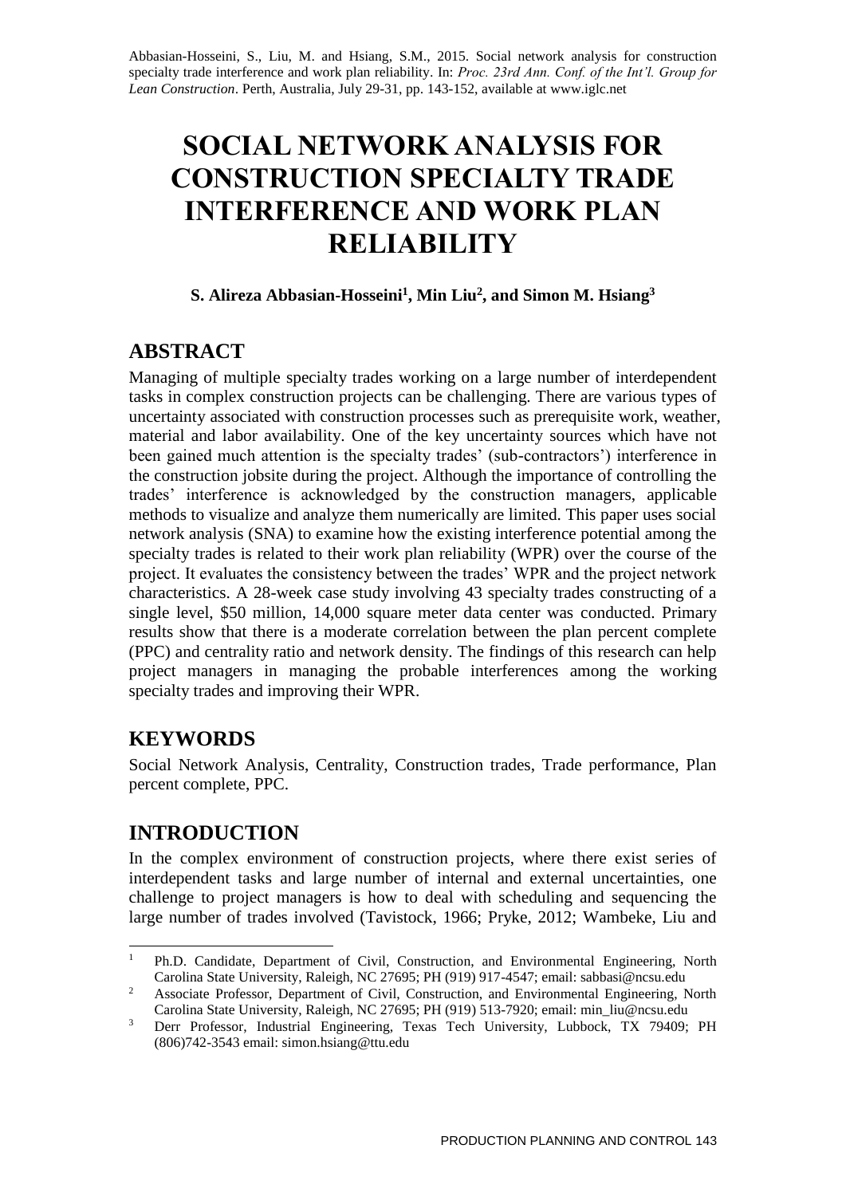Abbasian-Hosseini, S., Liu, M. and Hsiang, S.M., 2015. Social network analysis for construction specialty trade interference and work plan reliability. In: *Proc. 23rd Ann. Conf. of the Int'l. Group for Lean Construction*. Perth, Australia, July 29-31, pp. 143-152, available at www.iglc.net

# SOCIAL NETWORK ANALYSIS FOR CONSTRUCTION SPECIALTY TRADE INTERFERENCE AND WORK PLAN RELIABILITY

**S. Alireza Abbasian-Hosseini[1], Min Liu[2], and Simon M. Hsiang[3]**

## ABSTRACT

Managing of multiple specialty trades working on a large number of interdependent tasks in complex construction projects can be challenging. There are various types of uncertainty associated with construction processes such as prerequisite work, weather, material and labor availability. One of the key uncertainty sources which have not been gained much attention is the specialty trades' (sub-contractors') interference in the construction jobsite during the project. Although the importance of controlling the trades' interference is acknowledged by the construction managers, applicable methods to visualize and analyze them numerically are limited. This paper uses social network analysis (SNA) to examine how the existing interference potential among the specialty trades is related to their work plan reliability (WPR) over the course of the project. It evaluates the consistency between the trades' WPR and the project network characteristics. A 28-week case study involving 43 specialty trades constructing of a single level, $50 million, 14,000 square meter data center was conducted. Primary results show that there is a moderate correlation between the plan percent complete (PPC) and centrality ratio and network density. The findings of this research can help project managers in managing the probable interferences among the working specialty trades and improving their WPR.

## KEYWORDS

Social Network Analysis, Centrality, Construction trades, Trade performance, Plan percent complete, PPC.

## INTRODUCTION

In the complex environment of construction projects, where there exist series of interdependent tasks and large number of internal and external uncertainties, one challenge to project managers is how to deal with scheduling and sequencing the large number of trades involved (Tavistock, 1966; Pryke, 2012; Wambeke, Liu and

---

[1] Ph.D. Candidate, Department of Civil, Construction, and Environmental Engineering, North Carolina State University, Raleigh, NC 27695; PH (919) 917-4547; email: sabbasi@ncsu.edu

[2] Associate Professor, Department of Civil, Construction, and Environmental Engineering, North Carolina State University, Raleigh, NC 27695; PH (919) 513-7920; email: min_liu@ncsu.edu

[3] Derr Professor, Industrial Engineering, Texas Tech University, Lubbock, TX 79409; PH (806)742-3543 email: simon.hsiang@ttu.edu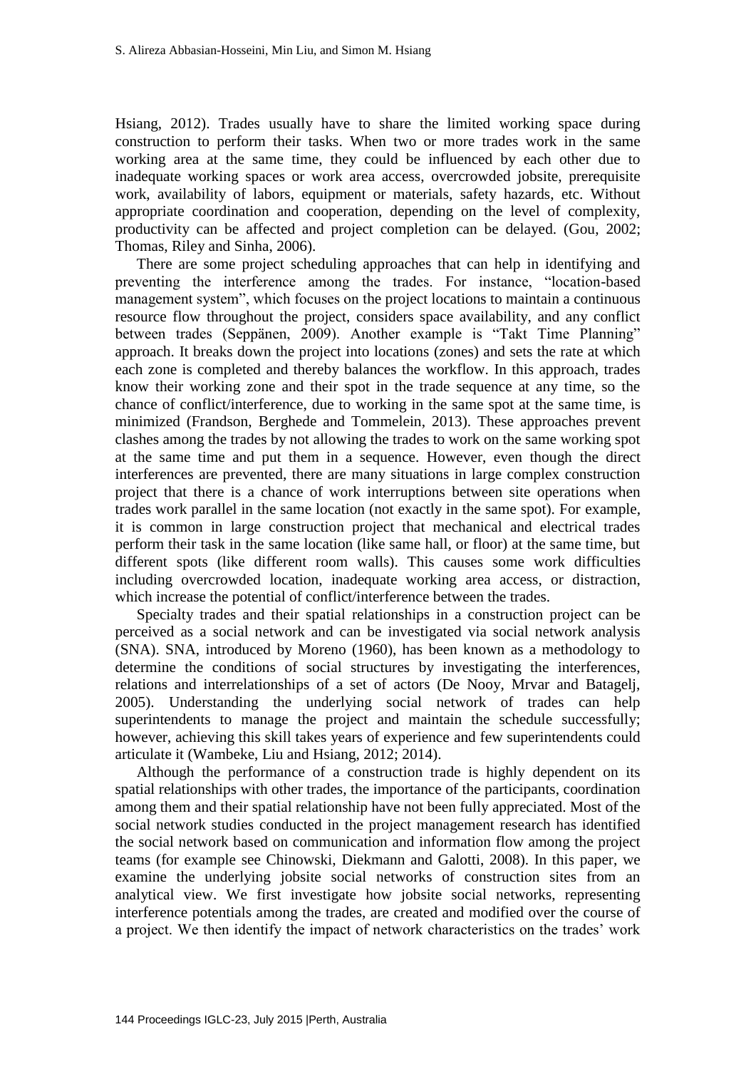Hsiang, 2012). Trades usually have to share the limited working space during construction to perform their tasks. When two or more trades work in the same working area at the same time, they could be influenced by each other due to inadequate working spaces or work area access, overcrowded jobsite, prerequisite work, availability of labors, equipment or materials, safety hazards, etc. Without appropriate coordination and cooperation, depending on the level of complexity, productivity can be affected and project completion can be delayed. (Gou, 2002; Thomas, Riley and Sinha, 2006).

There are some project scheduling approaches that can help in identifying and preventing the interference among the trades. For instance, "location-based management system", which focuses on the project locations to maintain a continuous resource flow throughout the project, considers space availability, and any conflict between trades (Seppänen, 2009). Another example is "Takt Time Planning" approach. It breaks down the project into locations (zones) and sets the rate at which each zone is completed and thereby balances the workflow. In this approach, trades know their working zone and their spot in the trade sequence at any time, so the chance of conflict/interference, due to working in the same spot at the same time, is minimized (Frandson, Berghede and Tommelein, 2013). These approaches prevent clashes among the trades by not allowing the trades to work on the same working spot at the same time and put them in a sequence. However, even though the direct interferences are prevented, there are many situations in large complex construction project that there is a chance of work interruptions between site operations when trades work parallel in the same location (not exactly in the same spot). For example, it is common in large construction project that mechanical and electrical trades perform their task in the same location (like same hall, or floor) at the same time, but different spots (like different room walls). This causes some work difficulties including overcrowded location, inadequate working area access, or distraction, which increase the potential of conflict/interference between the trades.

Specialty trades and their spatial relationships in a construction project can be perceived as a social network and can be investigated via social network analysis (SNA). SNA, introduced by Moreno (1960), has been known as a methodology to determine the conditions of social structures by investigating the interferences, relations and interrelationships of a set of actors (De Nooy, Mrvar and Batagelj, 2005). Understanding the underlying social network of trades can help superintendents to manage the project and maintain the schedule successfully; however, achieving this skill takes years of experience and few superintendents could articulate it (Wambeke, Liu and Hsiang, 2012; 2014).

Although the performance of a construction trade is highly dependent on its spatial relationships with other trades, the importance of the participants, coordination among them and their spatial relationship have not been fully appreciated. Most of the social network studies conducted in the project management research has identified the social network based on communication and information flow among the project teams (for example see Chinowski, Diekmann and Galotti, 2008). In this paper, we examine the underlying jobsite social networks of construction sites from an analytical view. We first investigate how jobsite social networks, representing interference potentials among the trades, are created and modified over the course of a project. We then identify the impact of network characteristics on the trades' work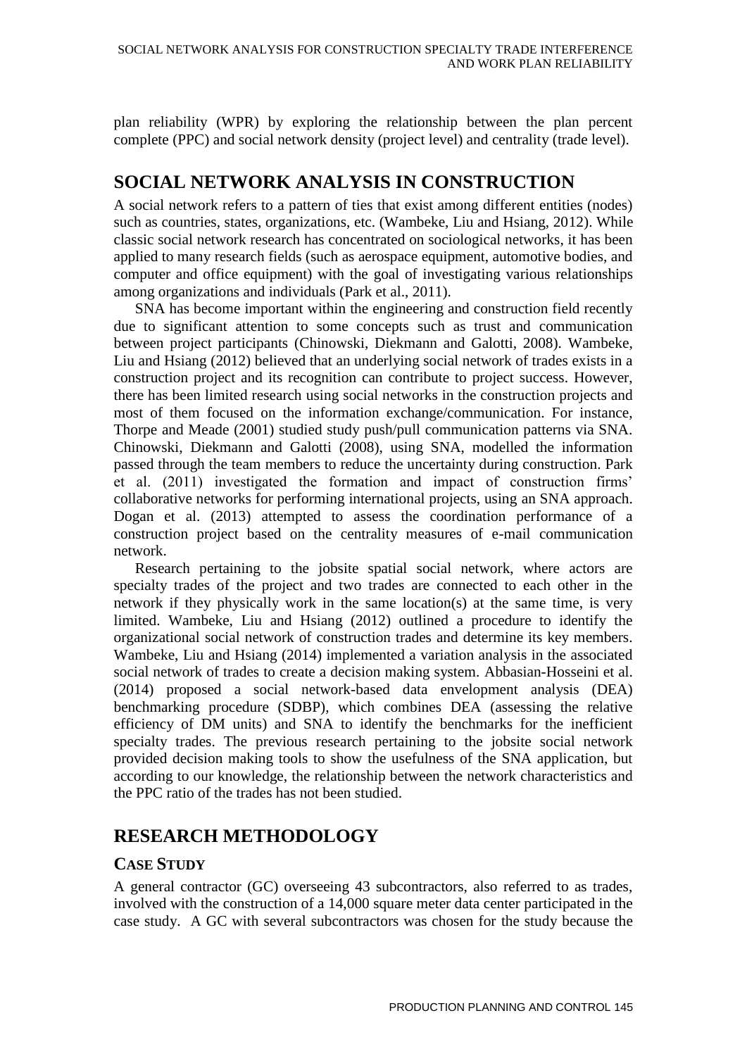plan reliability (WPR) by exploring the relationship between the plan percent complete (PPC) and social network density (project level) and centrality (trade level).

## SOCIAL NETWORK ANALYSIS IN CONSTRUCTION

A social network refers to a pattern of ties that exist among different entities (nodes) such as countries, states, organizations, etc. (Wambeke, Liu and Hsiang, 2012). While classic social network research has concentrated on sociological networks, it has been applied to many research fields (such as aerospace equipment, automotive bodies, and computer and office equipment) with the goal of investigating various relationships among organizations and individuals (Park et al., 2011).

SNA has become important within the engineering and construction field recently due to significant attention to some concepts such as trust and communication between project participants (Chinowski, Diekmann and Galotti, 2008). Wambeke, Liu and Hsiang (2012) believed that an underlying social network of trades exists in a construction project and its recognition can contribute to project success. However, there has been limited research using social networks in the construction projects and most of them focused on the information exchange/communication. For instance, Thorpe and Meade (2001) studied study push/pull communication patterns via SNA. Chinowski, Diekmann and Galotti (2008), using SNA, modelled the information passed through the team members to reduce the uncertainty during construction. Park et al. (2011) investigated the formation and impact of construction firms' collaborative networks for performing international projects, using an SNA approach. Dogan et al. (2013) attempted to assess the coordination performance of a construction project based on the centrality measures of e-mail communication network.

Research pertaining to the jobsite spatial social network, where actors are specialty trades of the project and two trades are connected to each other in the network if they physically work in the same location(s) at the same time, is very limited. Wambeke, Liu and Hsiang (2012) outlined a procedure to identify the organizational social network of construction trades and determine its key members. Wambeke, Liu and Hsiang (2014) implemented a variation analysis in the associated social network of trades to create a decision making system. Abbasian-Hosseini et al. (2014) proposed a social network-based data envelopment analysis (DEA) benchmarking procedure (SDBP), which combines DEA (assessing the relative efficiency of DM units) and SNA to identify the benchmarks for the inefficient specialty trades. The previous research pertaining to the jobsite social network provided decision making tools to show the usefulness of the SNA application, but according to our knowledge, the relationship between the network characteristics and the PPC ratio of the trades has not been studied.

## RESEARCH METHODOLOGY

### CASE STUDY

A general contractor (GC) overseeing 43 subcontractors, also referred to as trades, involved with the construction of a 14,000 square meter data center participated in the case study. A GC with several subcontractors was chosen for the study because the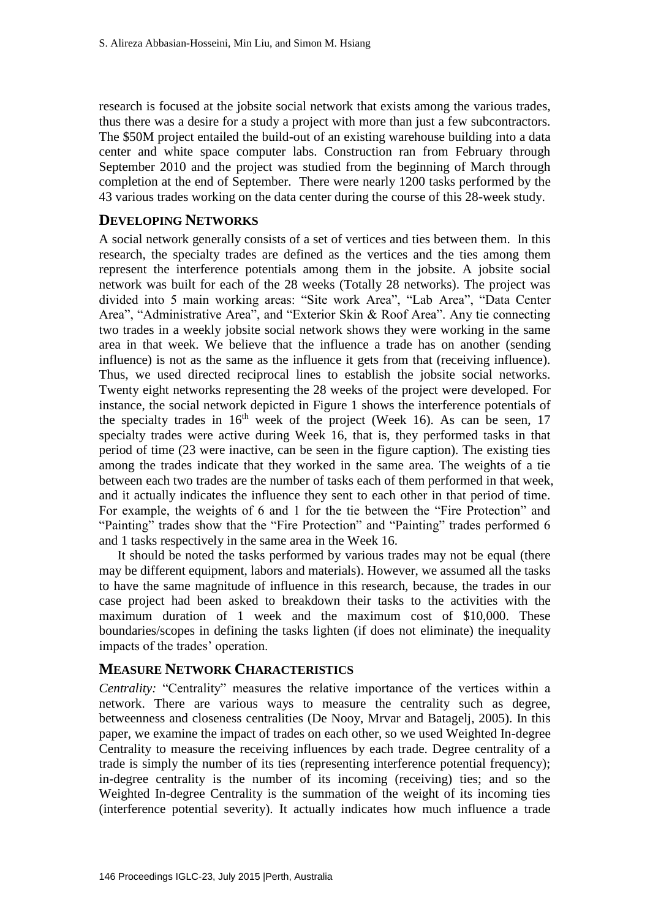research is focused at the jobsite social network that exists among the various trades, thus there was a desire for a study a project with more than just a few subcontractors. The \$50M project entailed the build-out of an existing warehouse building into a data center and white space computer labs. Construction ran from February through September 2010 and the project was studied from the beginning of March through completion at the end of September. There were nearly 1200 tasks performed by the 43 various trades working on the data center during the course of this 28-week study.

## DEVELOPING NETWORKS

A social network generally consists of a set of vertices and ties between them. In this research, the specialty trades are defined as the vertices and the ties among them represent the interference potentials among them in the jobsite. A jobsite social network was built for each of the 28 weeks (Totally 28 networks). The project was divided into 5 main working areas: "Site work Area", "Lab Area", "Data Center Area", "Administrative Area", and "Exterior Skin & Roof Area". Any tie connecting two trades in a weekly jobsite social network shows they were working in the same area in that week. We believe that the influence a trade has on another (sending influence) is not as the same as the influence it gets from that (receiving influence). Thus, we used directed reciprocal lines to establish the jobsite social networks. Twenty eight networks representing the 28 weeks of the project were developed. For instance, the social network depicted in Figure 1 shows the interference potentials of the specialty trades in 16th week of the project (Week 16). As can be seen, 17 specialty trades were active during Week 16, that is, they performed tasks in that period of time (23 were inactive, can be seen in the figure caption). The existing ties among the trades indicate that they worked in the same area. The weights of a tie between each two trades are the number of tasks each of them performed in that week, and it actually indicates the influence they sent to each other in that period of time. For example, the weights of 6 and 1 for the tie between the "Fire Protection" and "Painting" trades show that the "Fire Protection" and "Painting" trades performed 6 and 1 tasks respectively in the same area in the Week 16.

It should be noted the tasks performed by various trades may not be equal (there may be different equipment, labors and materials). However, we assumed all the tasks to have the same magnitude of influence in this research, because, the trades in our case project had been asked to breakdown their tasks to the activities with the maximum duration of 1 week and the maximum cost of \$10,000. These boundaries/scopes in defining the tasks lighten (if does not eliminate) the inequality impacts of the trades' operation.

## MEASURE NETWORK CHARACTERISTICS

*Centrality:* "Centrality" measures the relative importance of the vertices within a network. There are various ways to measure the centrality such as degree, betweenness and closeness centralities (De Nooy, Mrvar and Batagelj, 2005). In this paper, we examine the impact of trades on each other, so we used Weighted In-degree Centrality to measure the receiving influences by each trade. Degree centrality of a trade is simply the number of its ties (representing interference potential frequency); in-degree centrality is the number of its incoming (receiving) ties; and so the Weighted In-degree Centrality is the summation of the weight of its incoming ties (interference potential severity). It actually indicates how much influence a trade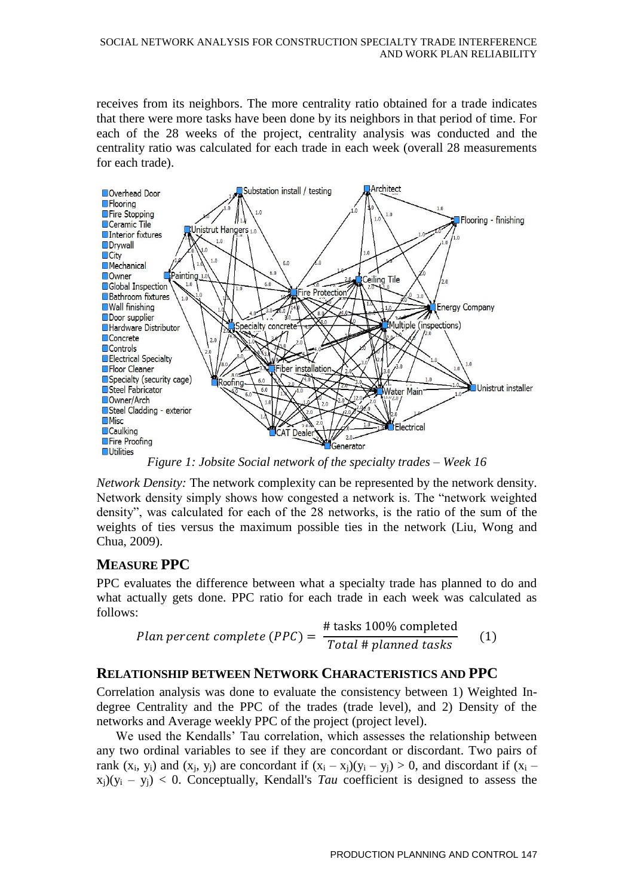receives from its neighbors. The more centrality ratio obtained for a trade indicates that there were more tasks have been done by its neighbors in that period of time. For each of the 28 weeks of the project, centrality analysis was conducted and the centrality ratio was calculated for each trade in each week (overall 28 measurements for each trade).

*Figure 1: Jobsite Social network of the specialty trades – Week 16*

*Network Density:* The network complexity can be represented by the network density. Network density simply shows how congested a network is. The "network weighted density", was calculated for each of the 28 networks, is the ratio of the sum of the weights of ties versus the maximum possible ties in the network (Liu, Wong and Chua, 2009).

## MEASURE PPC

PPC evaluates the difference between what a specialty trade has planned to do and what actually gets done. PPC ratio for each trade in each week was calculated as follows:

$$Plan\ percent\ complete\ (PPC) = \frac{\#\ \text{tasks 100\% completed}}{Total\ \#\ planned\ tasks} \quad (1)$$

## RELATIONSHIP BETWEEN NETWORK CHARACTERISTICS AND PPC

Correlation analysis was done to evaluate the consistency between 1) Weighted In-degree Centrality and the PPC of the trades (trade level), and 2) Density of the networks and Average weekly PPC of the project (project level).

We used the Kendalls' Tau correlation, which assesses the relationship between any two ordinal variables to see if they are concordant or discordant. Two pairs of rank $(x_i, y_i)$ and $(x_j, y_j)$ are concordant if $(x_i - x_j)(y_i - y_j) > 0$, and discordant if $(x_i - x_j)(y_i - y_j) < 0$. Conceptually, Kendall's *Tau* coefficient is designed to assess the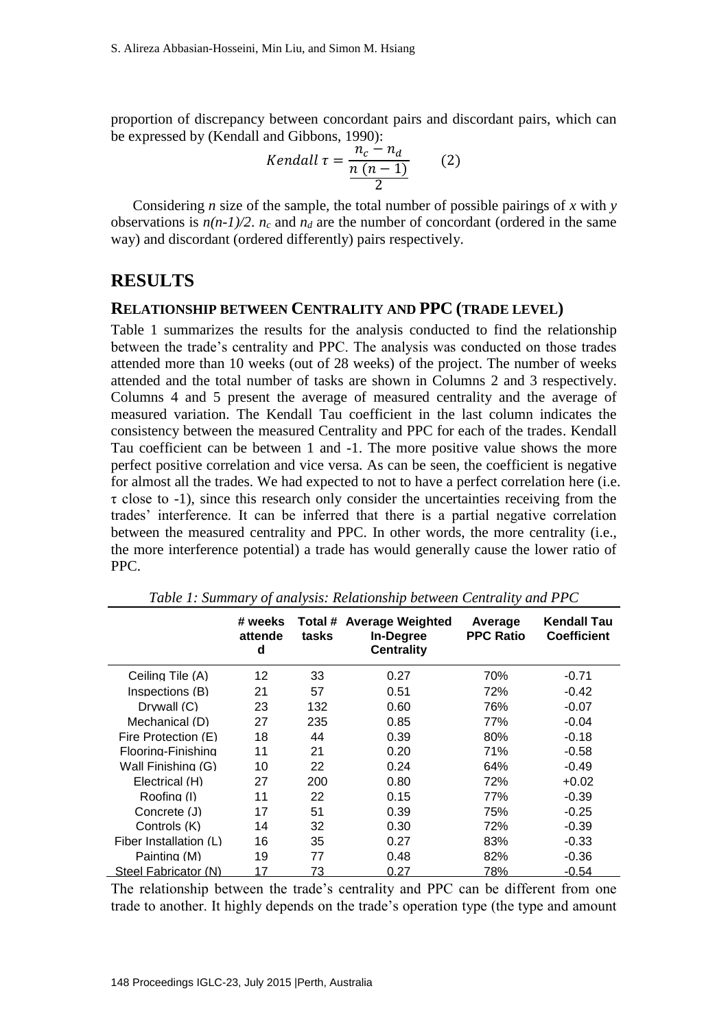proportion of discrepancy between concordant pairs and discordant pairs, which can be expressed by (Kendall and Gibbons, 1990):

$$Kendall\ \tau = \frac{n_c - n_d}{\frac{n\ (n-1)}{2}} \qquad (2)$$

Considering *n* size of the sample, the total number of possible pairings of *x* with *y* observations is $n(n\text{-}1)/2$. $n_c$ and $n_d$ are the number of concordant (ordered in the same way) and discordant (ordered differently) pairs respectively.

# RESULTS

## RELATIONSHIP BETWEEN CENTRALITY AND PPC (TRADE LEVEL)

Table 1 summarizes the results for the analysis conducted to find the relationship between the trade's centrality and PPC. The analysis was conducted on those trades attended more than 10 weeks (out of 28 weeks) of the project. The number of weeks attended and the total number of tasks are shown in Columns 2 and 3 respectively. Columns 4 and 5 present the average of measured centrality and the average of measured variation. The Kendall Tau coefficient in the last column indicates the consistency between the measured Centrality and PPC for each of the trades. Kendall Tau coefficient can be between 1 and -1. The more positive value shows the more perfect positive correlation and vice versa. As can be seen, the coefficient is negative for almost all the trades. We had expected to not to have a perfect correlation here (i.e. τ close to -1), since this research only consider the uncertainties receiving from the trades' interference. It can be inferred that there is a partial negative correlation between the measured centrality and PPC. In other words, the more centrality (i.e., the more interference potential) a trade has would generally cause the lower ratio of PPC.

*Table 1: Summary of analysis: Relationship between Centrality and PPC*

| | # weeks attended | Total # tasks | Average Weighted In-Degree Centrality | Average PPC Ratio | Kendall Tau Coefficient |
|---|---|---|---|---|---|
| Ceiling Tile (A) | 12 | 33 | 0.27 | 70% | -0.71 |
| Inspections (B) | 21 | 57 | 0.51 | 72% | -0.42 |
| Drywall (C) | 23 | 132 | 0.60 | 76% | -0.07 |
| Mechanical (D) | 27 | 235 | 0.85 | 77% | -0.04 |
| Fire Protection (E) | 18 | 44 | 0.39 | 80% | -0.18 |
| Flooring-Finishing | 11 | 21 | 0.20 | 71% | -0.58 |
| Wall Finishing (G) | 10 | 22 | 0.24 | 64% | -0.49 |
| Electrical (H) | 27 | 200 | 0.80 | 72% | +0.02 |
| Roofing (I) | 11 | 22 | 0.15 | 77% | -0.39 |
| Concrete (J) | 17 | 51 | 0.39 | 75% | -0.25 |
| Controls (K) | 14 | 32 | 0.30 | 72% | -0.39 |
| Fiber Installation (L) | 16 | 35 | 0.27 | 83% | -0.33 |
| Painting (M) | 19 | 77 | 0.48 | 82% | -0.36 |
| Steel Fabricator (N) | 17 | 73 | 0.27 | 78% | -0.54 |

The relationship between the trade's centrality and PPC can be different from one trade to another. It highly depends on the trade's operation type (the type and amount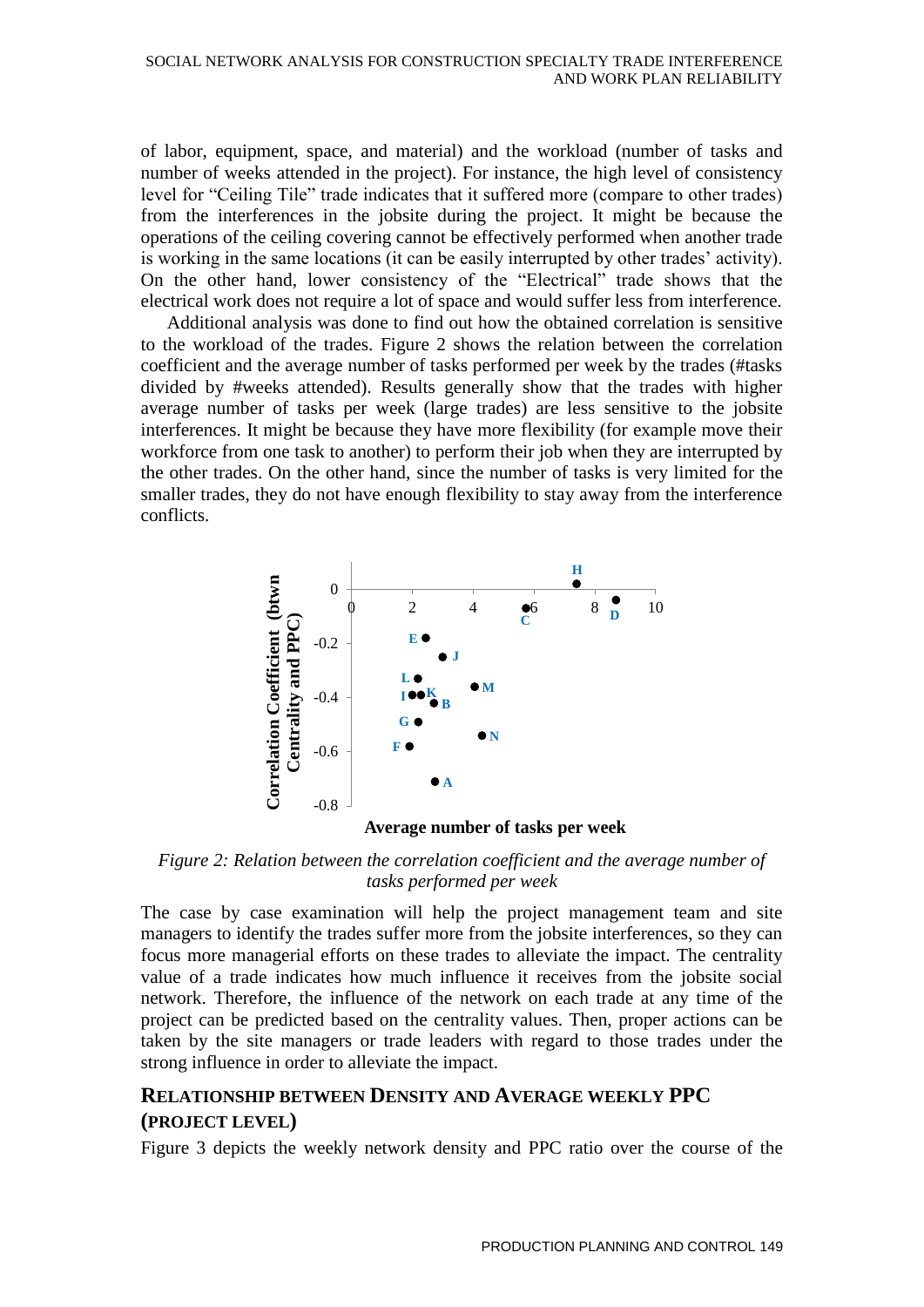of labor, equipment, space, and material) and the workload (number of tasks and number of weeks attended in the project). For instance, the high level of consistency level for "Ceiling Tile" trade indicates that it suffered more (compare to other trades) from the interferences in the jobsite during the project. It might be because the operations of the ceiling covering cannot be effectively performed when another trade is working in the same locations (it can be easily interrupted by other trades' activity). On the other hand, lower consistency of the "Electrical" trade shows that the electrical work does not require a lot of space and would suffer less from interference.

Additional analysis was done to find out how the obtained correlation is sensitive to the workload of the trades. Figure 2 shows the relation between the correlation coefficient and the average number of tasks performed per week by the trades (#tasks divided by #weeks attended). Results generally show that the trades with higher average number of tasks per week (large trades) are less sensitive to the jobsite interferences. It might be because they have more flexibility (for example move their workforce from one task to another) to perform their job when they are interrupted by the other trades. On the other hand, since the number of tasks is very limited for the smaller trades, they do not have enough flexibility to stay away from the interference conflicts.

*Figure 2: Relation between the correlation coefficient and the average number of tasks performed per week*

The case by case examination will help the project management team and site managers to identify the trades suffer more from the jobsite interferences, so they can focus more managerial efforts on these trades to alleviate the impact. The centrality value of a trade indicates how much influence it receives from the jobsite social network. Therefore, the influence of the network on each trade at any time of the project can be predicted based on the centrality values. Then, proper actions can be taken by the site managers or trade leaders with regard to those trades under the strong influence in order to alleviate the impact.

## RELATIONSHIP BETWEEN DENSITY AND AVERAGE WEEKLY PPC (PROJECT LEVEL)

Figure 3 depicts the weekly network density and PPC ratio over the course of the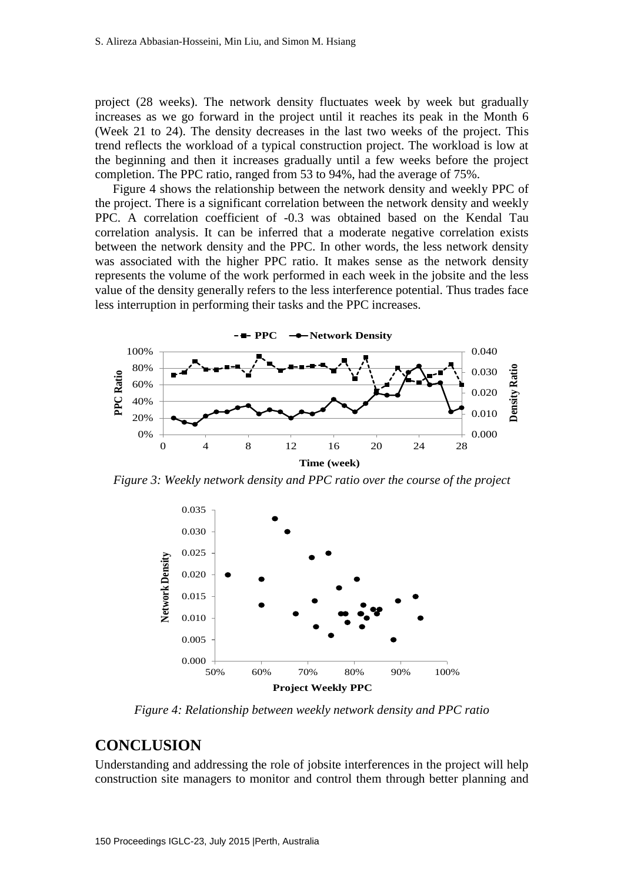project (28 weeks). The network density fluctuates week by week but gradually increases as we go forward in the project until it reaches its peak in the Month 6 (Week 21 to 24). The density decreases in the last two weeks of the project. This trend reflects the workload of a typical construction project. The workload is low at the beginning and then it increases gradually until a few weeks before the project completion. The PPC ratio, ranged from 53 to 94%, had the average of 75%.

Figure 4 shows the relationship between the network density and weekly PPC of the project. There is a significant correlation between the network density and weekly PPC. A correlation coefficient of -0.3 was obtained based on the Kendal Tau correlation analysis. It can be inferred that a moderate negative correlation exists between the network density and the PPC. In other words, the less network density was associated with the higher PPC ratio. It makes sense as the network density represents the volume of the work performed in each week in the jobsite and the less value of the density generally refers to the less interference potential. Thus trades face less interruption in performing their tasks and the PPC increases.

*Figure 3: Weekly network density and PPC ratio over the course of the project*

*Figure 4: Relationship between weekly network density and PPC ratio*

## CONCLUSION

Understanding and addressing the role of jobsite interferences in the project will help construction site managers to monitor and control them through better planning and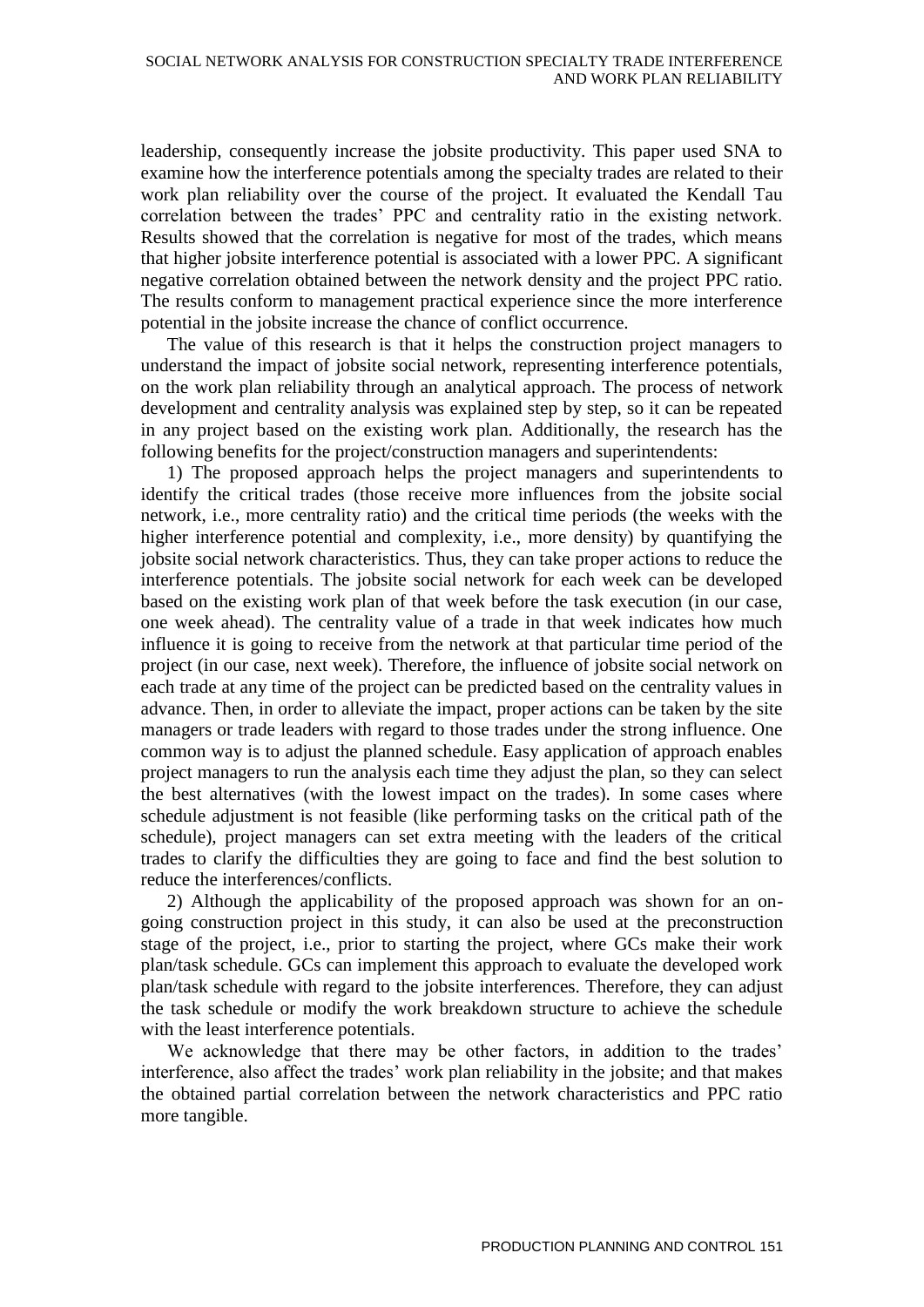leadership, consequently increase the jobsite productivity. This paper used SNA to examine how the interference potentials among the specialty trades are related to their work plan reliability over the course of the project. It evaluated the Kendall Tau correlation between the trades' PPC and centrality ratio in the existing network. Results showed that the correlation is negative for most of the trades, which means that higher jobsite interference potential is associated with a lower PPC. A significant negative correlation obtained between the network density and the project PPC ratio. The results conform to management practical experience since the more interference potential in the jobsite increase the chance of conflict occurrence.

The value of this research is that it helps the construction project managers to understand the impact of jobsite social network, representing interference potentials, on the work plan reliability through an analytical approach. The process of network development and centrality analysis was explained step by step, so it can be repeated in any project based on the existing work plan. Additionally, the research has the following benefits for the project/construction managers and superintendents:

1) The proposed approach helps the project managers and superintendents to identify the critical trades (those receive more influences from the jobsite social network, i.e., more centrality ratio) and the critical time periods (the weeks with the higher interference potential and complexity, i.e., more density) by quantifying the jobsite social network characteristics. Thus, they can take proper actions to reduce the interference potentials. The jobsite social network for each week can be developed based on the existing work plan of that week before the task execution (in our case, one week ahead). The centrality value of a trade in that week indicates how much influence it is going to receive from the network at that particular time period of the project (in our case, next week). Therefore, the influence of jobsite social network on each trade at any time of the project can be predicted based on the centrality values in advance. Then, in order to alleviate the impact, proper actions can be taken by the site managers or trade leaders with regard to those trades under the strong influence. One common way is to adjust the planned schedule. Easy application of approach enables project managers to run the analysis each time they adjust the plan, so they can select the best alternatives (with the lowest impact on the trades). In some cases where schedule adjustment is not feasible (like performing tasks on the critical path of the schedule), project managers can set extra meeting with the leaders of the critical trades to clarify the difficulties they are going to face and find the best solution to reduce the interferences/conflicts.

2) Although the applicability of the proposed approach was shown for an on-going construction project in this study, it can also be used at the preconstruction stage of the project, i.e., prior to starting the project, where GCs make their work plan/task schedule. GCs can implement this approach to evaluate the developed work plan/task schedule with regard to the jobsite interferences. Therefore, they can adjust the task schedule or modify the work breakdown structure to achieve the schedule with the least interference potentials.

We acknowledge that there may be other factors, in addition to the trades' interference, also affect the trades' work plan reliability in the jobsite; and that makes the obtained partial correlation between the network characteristics and PPC ratio more tangible.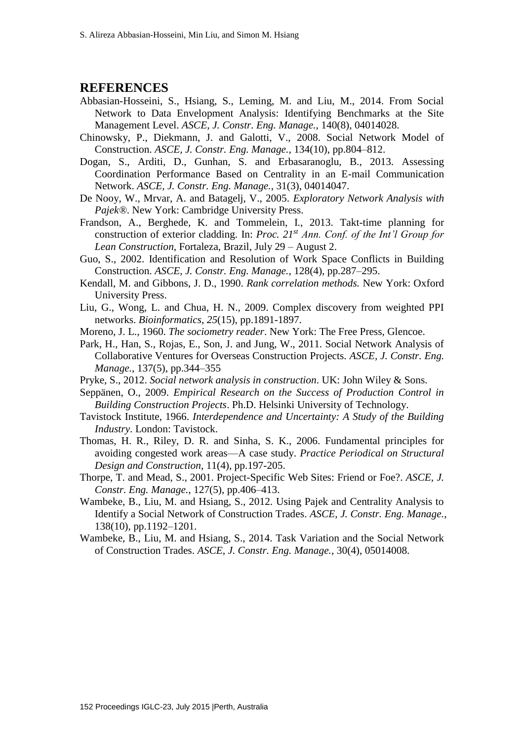## REFERENCES

Abbasian-Hosseini, S., Hsiang, S., Leming, M. and Liu, M., 2014. From Social Network to Data Envelopment Analysis: Identifying Benchmarks at the Site Management Level. *ASCE, J. Constr. Eng. Manage.*, 140(8), 04014028.

Chinowsky, P., Diekmann, J. and Galotti, V., 2008. Social Network Model of Construction. *ASCE, J. Constr. Eng. Manage.*, 134(10), pp.804–812.

Dogan, S., Arditi, D., Gunhan, S. and Erbasaranoglu, B., 2013. Assessing Coordination Performance Based on Centrality in an E-mail Communication Network. *ASCE, J. Constr. Eng. Manage.*, 31(3), 04014047.

De Nooy, W., Mrvar, A. and Batagelj, V., 2005. *Exploratory Network Analysis with Pajek®*. New York: Cambridge University Press.

Frandson, A., Berghede, K. and Tommelein, I., 2013. Takt-time planning for construction of exterior cladding. In: *Proc. 21st Ann. Conf. of the Int'l Group for Lean Construction*, Fortaleza, Brazil, July 29 – August 2.

Guo, S., 2002. Identification and Resolution of Work Space Conflicts in Building Construction. *ASCE, J. Constr. Eng. Manage.*, 128(4), pp.287–295.

Kendall, M. and Gibbons, J. D., 1990. *Rank correlation methods.* New York: Oxford University Press.

Liu, G., Wong, L. and Chua, H. N., 2009. Complex discovery from weighted PPI networks. *Bioinformatics*, *25*(15), pp.1891-1897.

Moreno, J. L., 1960. *The sociometry reader*. New York: The Free Press, Glencoe.

Park, H., Han, S., Rojas, E., Son, J. and Jung, W., 2011. Social Network Analysis of Collaborative Ventures for Overseas Construction Projects. *ASCE, J. Constr. Eng. Manage.*, 137(5), pp.344–355

Pryke, S., 2012. *Social network analysis in construction*. UK: John Wiley & Sons.

Seppänen, O., 2009. *Empirical Research on the Success of Production Control in Building Construction Projects*. Ph.D. Helsinki University of Technology.

Tavistock Institute, 1966. *Interdependence and Uncertainty: A Study of the Building Industry*. London: Tavistock.

Thomas, H. R., Riley, D. R. and Sinha, S. K., 2006. Fundamental principles for avoiding congested work areas—A case study. *Practice Periodical on Structural Design and Construction*, 11(4), pp.197-205.

Thorpe, T. and Mead, S., 2001. Project-Specific Web Sites: Friend or Foe?. *ASCE, J. Constr. Eng. Manage.*, 127(5), pp.406–413.

Wambeke, B., Liu, M. and Hsiang, S., 2012. Using Pajek and Centrality Analysis to Identify a Social Network of Construction Trades. *ASCE, J. Constr. Eng. Manage.*, 138(10), pp.1192–1201.

Wambeke, B., Liu, M. and Hsiang, S., 2014. Task Variation and the Social Network of Construction Trades. *ASCE, J. Constr. Eng. Manage.*, 30(4), 05014008.